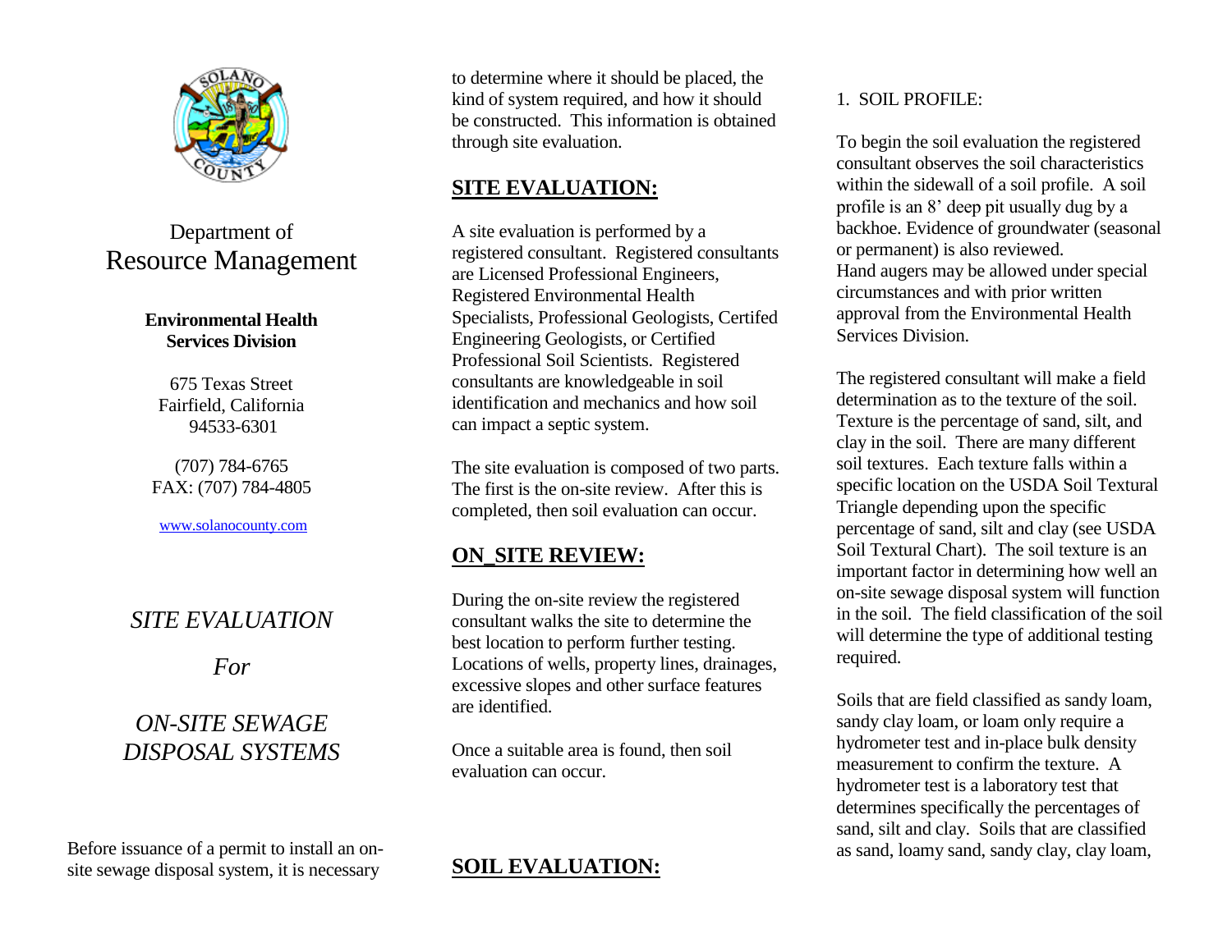Department of
Resource Management

**Environmental Health Services Division**

675 Texas Street
Fairfield, California
94533-6301

(707) 784-6765
FAX: (707) 784-4805

www.solanocounty.com

# *SITE EVALUATION*

# *For*

# *ON-SITE SEWAGE DISPOSAL SYSTEMS*

Before issuance of a permit to install an on-site sewage disposal system, it is necessary to determine where it should be placed, the kind of system required, and how it should be constructed. This information is obtained through site evaluation.

## SITE EVALUATION:

A site evaluation is performed by a registered consultant. Registered consultants are Licensed Professional Engineers, Registered Environmental Health Specialists, Professional Geologists, Certifed Engineering Geologists, or Certified Professional Soil Scientists. Registered consultants are knowledgeable in soil identification and mechanics and how soil can impact a septic system.

The site evaluation is composed of two parts. The first is the on-site review. After this is completed, then soil evaluation can occur.

## ON_SITE REVIEW:

During the on-site review the registered consultant walks the site to determine the best location to perform further testing. Locations of wells, property lines, drainages, excessive slopes and other surface features are identified.

Once a suitable area is found, then soil evaluation can occur.

## SOIL EVALUATION:

1. SOIL PROFILE:

To begin the soil evaluation the registered consultant observes the soil characteristics within the sidewall of a soil profile. A soil profile is an 8' deep pit usually dug by a backhoe. Evidence of groundwater (seasonal or permanent) is also reviewed.
Hand augers may be allowed under special circumstances and with prior written approval from the Environmental Health Services Division.

The registered consultant will make a field determination as to the texture of the soil. Texture is the percentage of sand, silt, and clay in the soil. There are many different soil textures. Each texture falls within a specific location on the USDA Soil Textural Triangle depending upon the specific percentage of sand, silt and clay (see USDA Soil Textural Chart). The soil texture is an important factor in determining how well an on-site sewage disposal system will function in the soil. The field classification of the soil will determine the type of additional testing required.

Soils that are field classified as sandy loam, sandy clay loam, or loam only require a hydrometer test and in-place bulk density measurement to confirm the texture. A hydrometer test is a laboratory test that determines specifically the percentages of sand, silt and clay. Soils that are classified as sand, loamy sand, sandy clay, clay loam,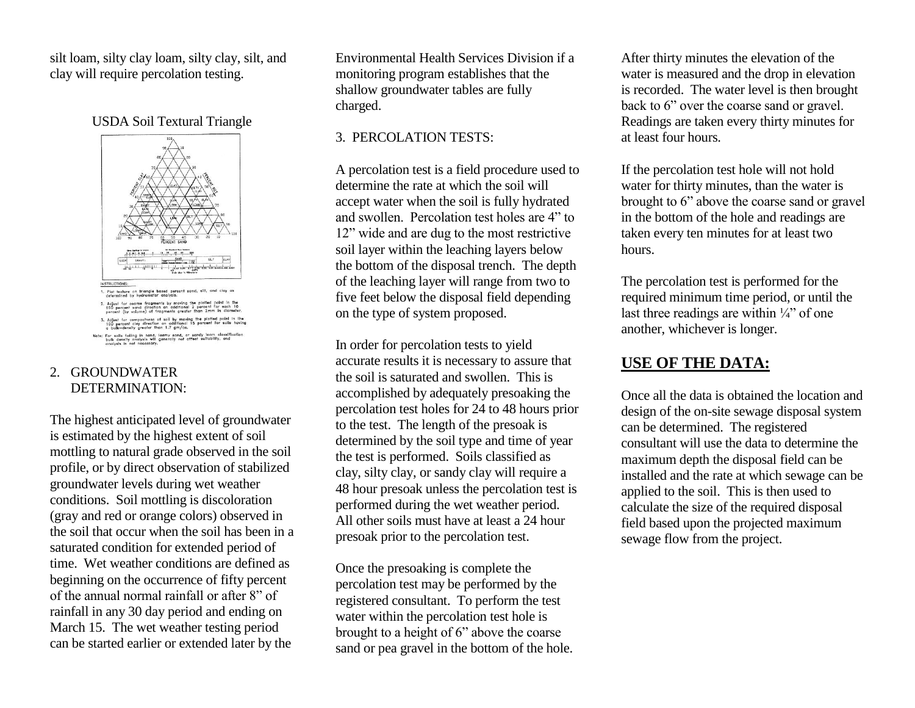silt loam, silty clay loam, silty clay, silt, and clay will require percolation testing.

USDA Soil Textural Triangle

INSTRUCTIONS:

1. Plot texture on triangle based percent sand, silt, and clay as determined by hydrometer analysis.
2. Adjust for coarse fragments by moving the plotted point in the 100 percent sand direction an additional 2 percent for each 10 percent (by volume) of fragments greater than 2mm in diameter.
3. Adjust for compactness of soil by moving the plotted point in the 100 percent clay direction an additional 15 percent for soils having a bulk-density greater than 1.7 gm/cc.

Note: For soils falling in sand, loamy sand, or sandy loam classification bulk density analysis will generally not affect suitability, and analysis is not necessary.

2. GROUNDWATER DETERMINATION:

The highest anticipated level of groundwater is estimated by the highest extent of soil mottling to natural grade observed in the soil profile, or by direct observation of stabilized groundwater levels during wet weather conditions. Soil mottling is discoloration (gray and red or orange colors) observed in the soil that occur when the soil has been in a saturated condition for extended period of time. Wet weather conditions are defined as beginning on the occurrence of fifty percent of the annual normal rainfall or after 8" of rainfall in any 30 day period and ending on March 15. The wet weather testing period can be started earlier or extended later by the Environmental Health Services Division if a monitoring program establishes that the shallow groundwater tables are fully charged.

3. PERCOLATION TESTS:

A percolation test is a field procedure used to determine the rate at which the soil will accept water when the soil is fully hydrated and swollen. Percolation test holes are 4" to 12" wide and are dug to the most restrictive soil layer within the leaching layers below the bottom of the disposal trench. The depth of the leaching layer will range from two to five feet below the disposal field depending on the type of system proposed.

In order for percolation tests to yield accurate results it is necessary to assure that the soil is saturated and swollen. This is accomplished by adequately presoaking the percolation test holes for 24 to 48 hours prior to the test. The length of the presoak is determined by the soil type and time of year the test is performed. Soils classified as clay, silty clay, or sandy clay will require a 48 hour presoak unless the percolation test is performed during the wet weather period. All other soils must have at least a 24 hour presoak prior to the percolation test.

Once the presoaking is complete the percolation test may be performed by the registered consultant. To perform the test water within the percolation test hole is brought to a height of 6" above the coarse sand or pea gravel in the bottom of the hole. After thirty minutes the elevation of the water is measured and the drop in elevation is recorded. The water level is then brought back to 6" over the coarse sand or gravel. Readings are taken every thirty minutes for at least four hours.

If the percolation test hole will not hold water for thirty minutes, than the water is brought to 6" above the coarse sand or gravel in the bottom of the hole and readings are taken every ten minutes for at least two hours.

The percolation test is performed for the required minimum time period, or until the last three readings are within ¼" of one another, whichever is longer.

## USE OF THE DATA:

Once all the data is obtained the location and design of the on-site sewage disposal system can be determined. The registered consultant will use the data to determine the maximum depth the disposal field can be installed and the rate at which sewage can be applied to the soil. This is then used to calculate the size of the required disposal field based upon the projected maximum sewage flow from the project.